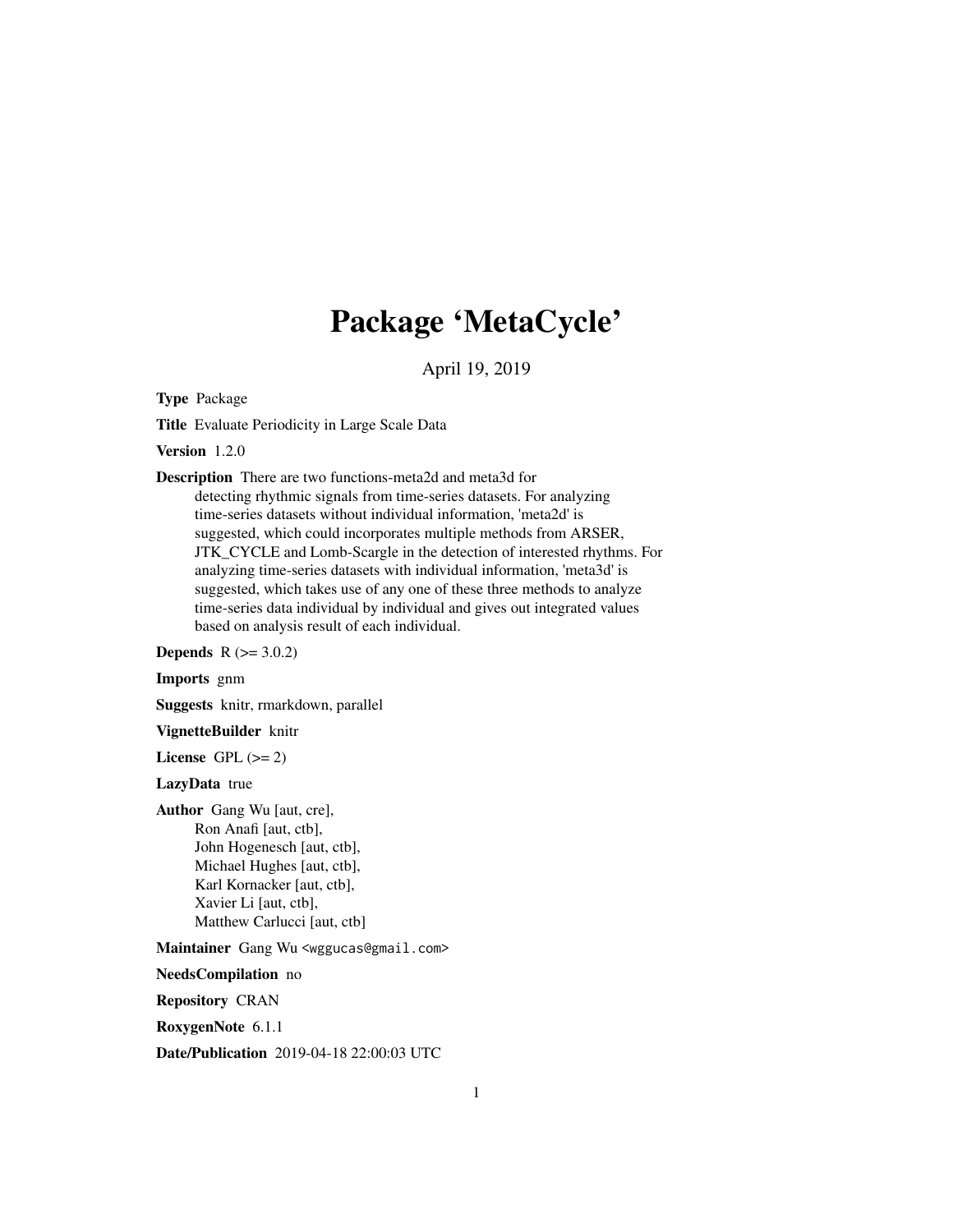# Package 'MetaCycle'

April 19, 2019

**Type** Package

**Title** Evaluate Periodicity in Large Scale Data

**Version** 1.2.0

**Description** There are two functions-meta2d and meta3d for detecting rhythmic signals from time-series datasets. For analyzing time-series datasets without individual information, 'meta2d' is suggested, which could incorporates multiple methods from ARSER, JTK_CYCLE and Lomb-Scargle in the detection of interested rhythms. For analyzing time-series datasets with individual information, 'meta3d' is suggested, which takes use of any one of these three methods to analyze time-series data individual by individual and gives out integrated values based on analysis result of each individual.

**Depends** R (>= 3.0.2)

**Imports** gnm

**Suggests** knitr, rmarkdown, parallel

**VignetteBuilder** knitr

**License** GPL (>= 2)

**LazyData** true

**Author** Gang Wu [aut, cre],
Ron Anafi [aut, ctb],
John Hogenesch [aut, ctb],
Michael Hughes [aut, ctb],
Karl Kornacker [aut, ctb],
Xavier Li [aut, ctb],
Matthew Carlucci [aut, ctb]

**Maintainer** Gang Wu <wggucas@gmail.com>

**NeedsCompilation** no

**Repository** CRAN

**RoxygenNote** 6.1.1

**Date/Publication** 2019-04-18 22:00:03 UTC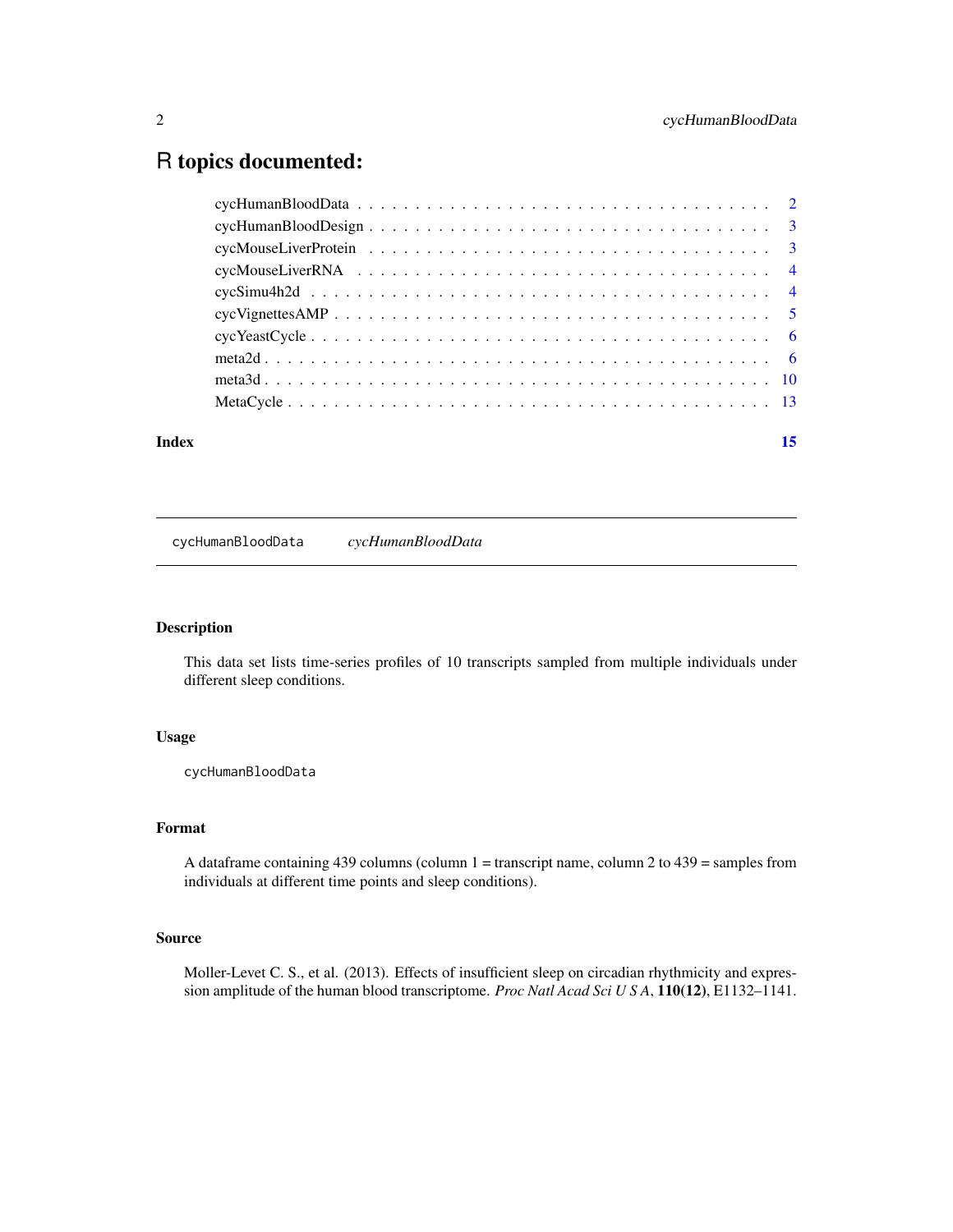# R topics documented:

| | |
|---|---|
| cycHumanBloodData | 2 |
| cycHumanBloodDesign | 3 |
| cycMouseLiverProtein | 3 |
| cycMouseLiverRNA | 4 |
| cycSimu4h2d | 4 |
| cycVignettesAMP | 5 |
| cycYeastCycle | 6 |
| meta2d | 6 |
| meta3d | 10 |
| MetaCycle | 13 |
| **Index** | **15** |

---

`cycHumanBloodData` *cycHumanBloodData*

---

## Description

This data set lists time-series profiles of 10 transcripts sampled from multiple individuals under different sleep conditions.

## Usage

```
cycHumanBloodData
```

## Format

A dataframe containing 439 columns (column 1 = transcript name, column 2 to 439 = samples from individuals at different time points and sleep conditions).

## Source

Moller-Levet C. S., et al. (2013). Effects of insufficient sleep on circadian rhythmicity and expression amplitude of the human blood transcriptome. *Proc Natl Acad Sci U S A*, **110(12)**, E1132–1141.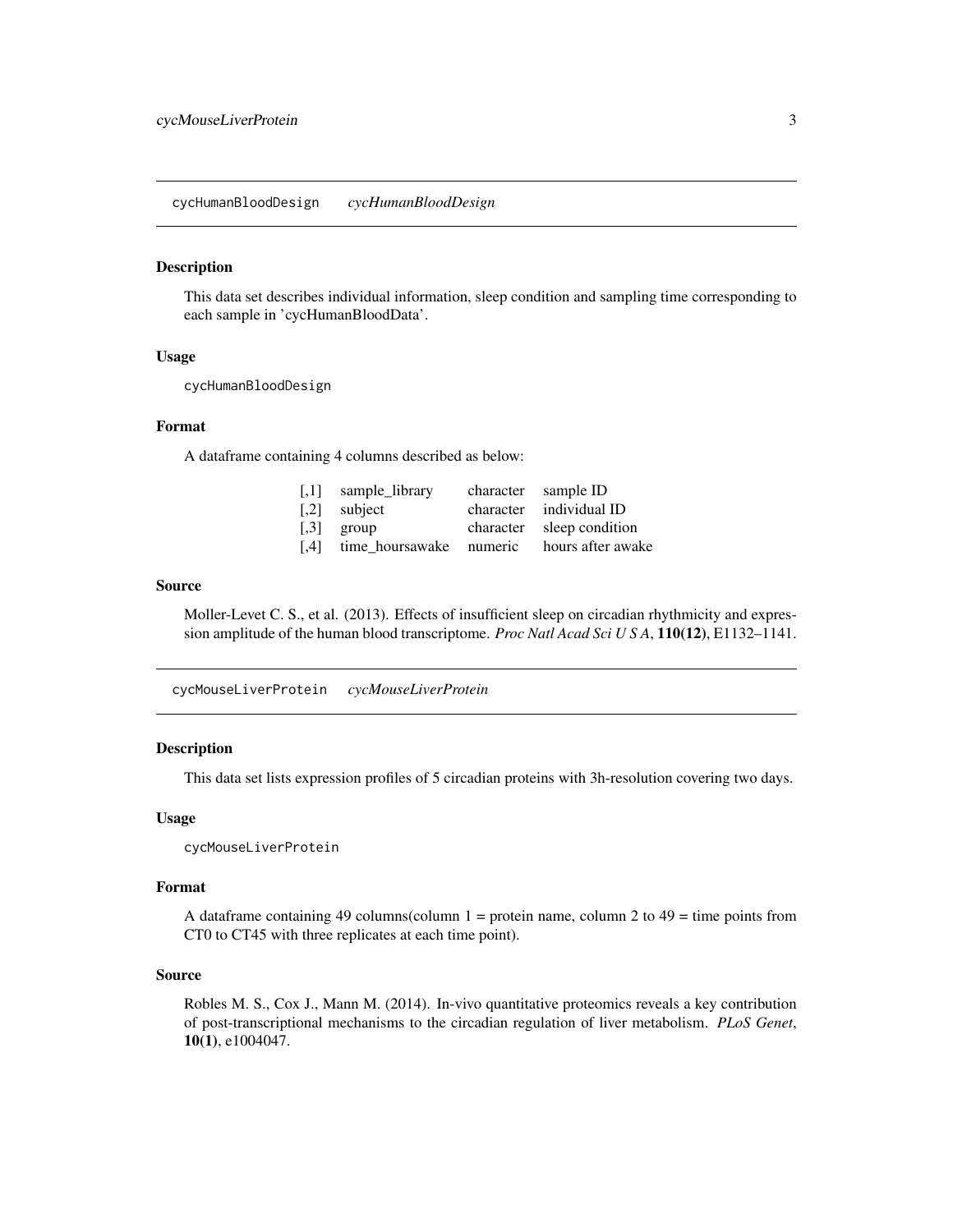## cycHumanBloodDesign *cycHumanBloodDesign*

### Description

This data set describes individual information, sleep condition and sampling time corresponding to each sample in 'cycHumanBloodData'.

### Usage

```
cycHumanBloodDesign
```

### Format

A dataframe containing 4 columns described as below:

| | | | |
|---|---|---|---|
| [,1] | sample_library | character | sample ID |
| [,2] | subject | character | individual ID |
| [,3] | group | character | sleep condition |
| [,4] | time_hoursawake | numeric | hours after awake |

### Source

Moller-Levet C. S., et al. (2013). Effects of insufficient sleep on circadian rhythmicity and expression amplitude of the human blood transcriptome. *Proc Natl Acad Sci U S A*, **110(12)**, E1132–1141.

## cycMouseLiverProtein *cycMouseLiverProtein*

### Description

This data set lists expression profiles of 5 circadian proteins with 3h-resolution covering two days.

### Usage

```
cycMouseLiverProtein
```

### Format

A dataframe containing 49 columns(column 1 = protein name, column 2 to 49 = time points from CT0 to CT45 with three replicates at each time point).

### Source

Robles M. S., Cox J., Mann M. (2014). In-vivo quantitative proteomics reveals a key contribution of post-transcriptional mechanisms to the circadian regulation of liver metabolism. *PLoS Genet*, **10(1)**, e1004047.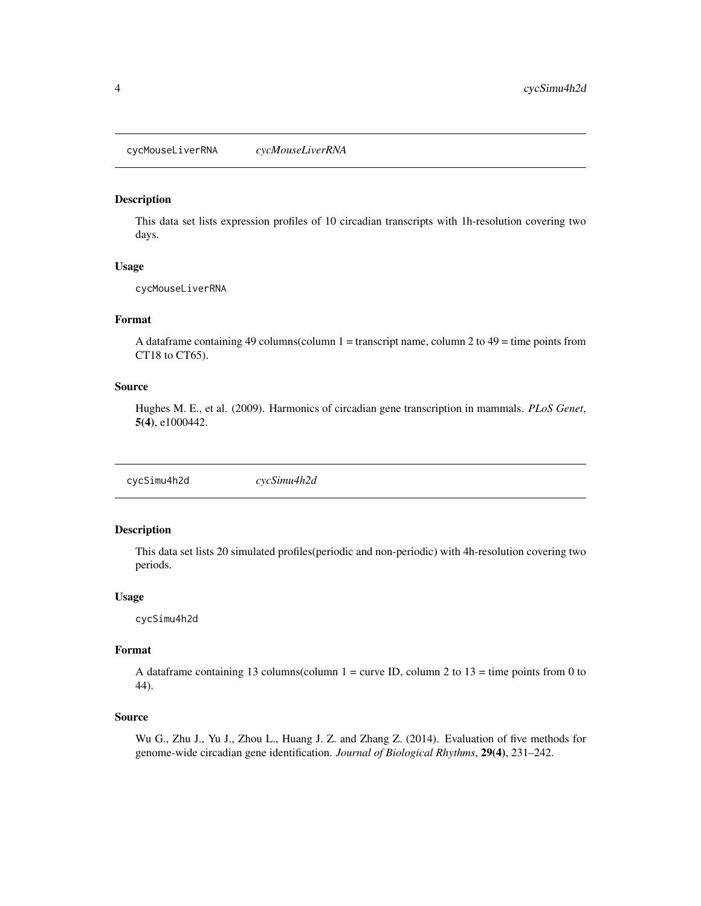## cycMouseLiverRNA *cycMouseLiverRNA*

### Description

This data set lists expression profiles of 10 circadian transcripts with 1h-resolution covering two days.

### Usage

```
cycMouseLiverRNA
```

### Format

A dataframe containing 49 columns(column 1 = transcript name, column 2 to 49 = time points from CT18 to CT65).

### Source

Hughes M. E., et al. (2009). Harmonics of circadian gene transcription in mammals. *PLoS Genet*, **5(4)**, e1000442.

## cycSimu4h2d *cycSimu4h2d*

### Description

This data set lists 20 simulated profiles(periodic and non-periodic) with 4h-resolution covering two periods.

### Usage

```
cycSimu4h2d
```

### Format

A dataframe containing 13 columns(column 1 = curve ID, column 2 to 13 = time points from 0 to 44).

### Source

Wu G., Zhu J., Yu J., Zhou L., Huang J. Z. and Zhang Z. (2014). Evaluation of five methods for genome-wide circadian gene identification. *Journal of Biological Rhythms*, **29(4)**, 231–242.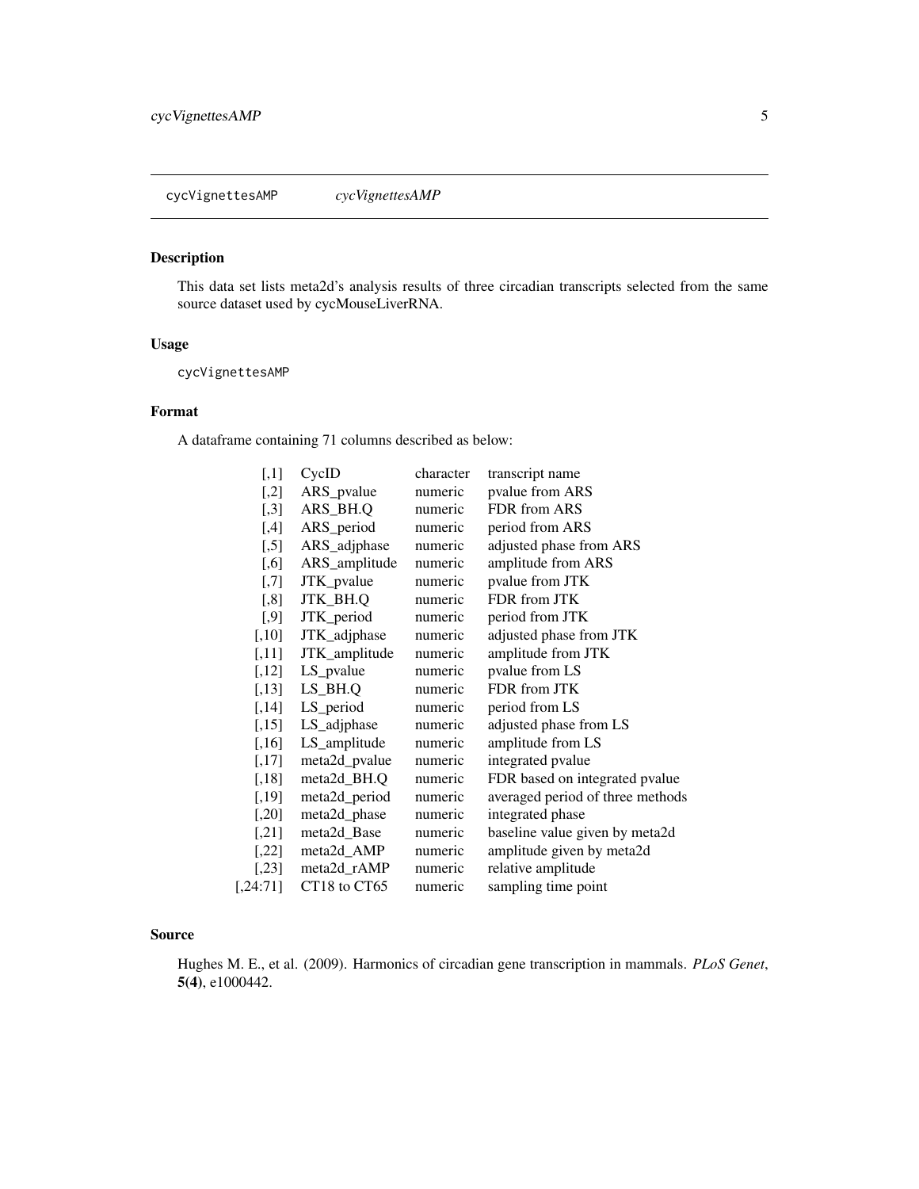cycVignettesAMP *cycVignettesAMP*

## Description

This data set lists meta2d's analysis results of three circadian transcripts selected from the same source dataset used by cycMouseLiverRNA.

## Usage

```
cycVignettesAMP
```

## Format

A dataframe containing 71 columns described as below:

| | | | |
|---|---|---|---|
| [,1] | CycID | character | transcript name |
| [,2] | ARS_pvalue | numeric | pvalue from ARS |
| [,3] | ARS_BH.Q | numeric | FDR from ARS |
| [,4] | ARS_period | numeric | period from ARS |
| [,5] | ARS_adjphase | numeric | adjusted phase from ARS |
| [,6] | ARS_amplitude | numeric | amplitude from ARS |
| [,7] | JTK_pvalue | numeric | pvalue from JTK |
| [,8] | JTK_BH.Q | numeric | FDR from JTK |
| [,9] | JTK_period | numeric | period from JTK |
| [,10] | JTK_adjphase | numeric | adjusted phase from JTK |
| [,11] | JTK_amplitude | numeric | amplitude from JTK |
| [,12] | LS_pvalue | numeric | pvalue from LS |
| [,13] | LS_BH.Q | numeric | FDR from JTK |
| [,14] | LS_period | numeric | period from LS |
| [,15] | LS_adjphase | numeric | adjusted phase from LS |
| [,16] | LS_amplitude | numeric | amplitude from LS |
| [,17] | meta2d_pvalue | numeric | integrated pvalue |
| [,18] | meta2d_BH.Q | numeric | FDR based on integrated pvalue |
| [,19] | meta2d_period | numeric | averaged period of three methods |
| [,20] | meta2d_phase | numeric | integrated phase |
| [,21] | meta2d_Base | numeric | baseline value given by meta2d |
| [,22] | meta2d_AMP | numeric | amplitude given by meta2d |
| [,23] | meta2d_rAMP | numeric | relative amplitude |
| [,24:71] | CT18 to CT65 | numeric | sampling time point |

## Source

Hughes M. E., et al. (2009). Harmonics of circadian gene transcription in mammals. *PLoS Genet*, **5(4)**, e1000442.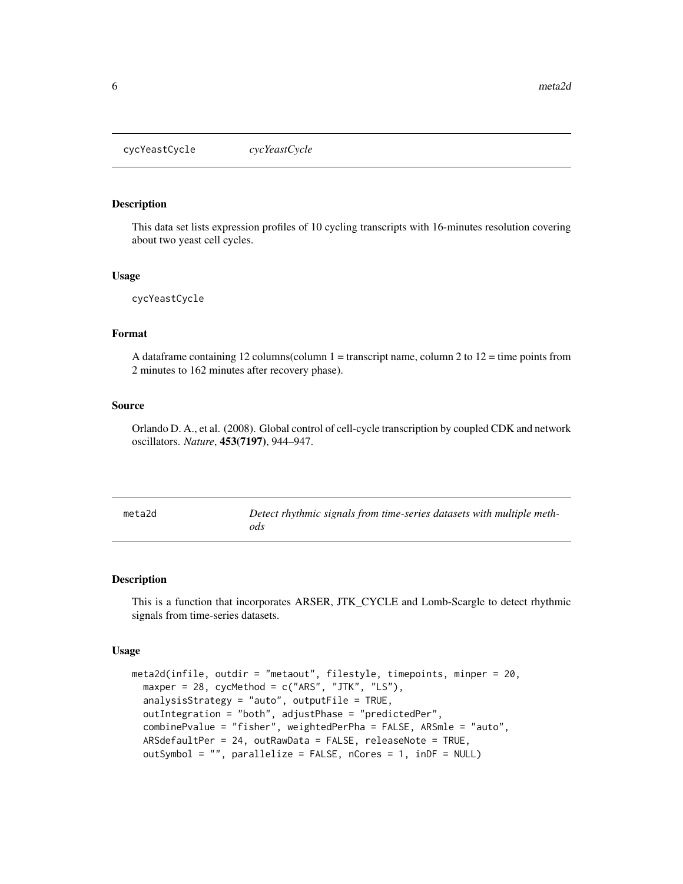## cycYeastCycle *cycYeastCycle*

### Description

This data set lists expression profiles of 10 cycling transcripts with 16-minutes resolution covering about two yeast cell cycles.

### Usage

```
cycYeastCycle
```

### Format

A dataframe containing 12 columns(column 1 = transcript name, column 2 to 12 = time points from 2 minutes to 162 minutes after recovery phase).

### Source

Orlando D. A., et al. (2008). Global control of cell-cycle transcription by coupled CDK and network oscillators. *Nature*, **453(7197)**, 944–947.

## meta2d *Detect rhythmic signals from time-series datasets with multiple methods*

### Description

This is a function that incorporates ARSER, JTK_CYCLE and Lomb-Scargle to detect rhythmic signals from time-series datasets.

### Usage

```
meta2d(infile, outdir = "metaout", filestyle, timepoints, minper = 20,
  maxper = 28, cycMethod = c("ARS", "JTK", "LS"),
  analysisStrategy = "auto", outputFile = TRUE,
  outIntegration = "both", adjustPhase = "predictedPer",
  combinePvalue = "fisher", weightedPerPha = FALSE, ARSmle = "auto",
  ARSdefaultPer = 24, outRawData = FALSE, releaseNote = TRUE,
  outSymbol = "", parallelize = FALSE, nCores = 1, inDF = NULL)
```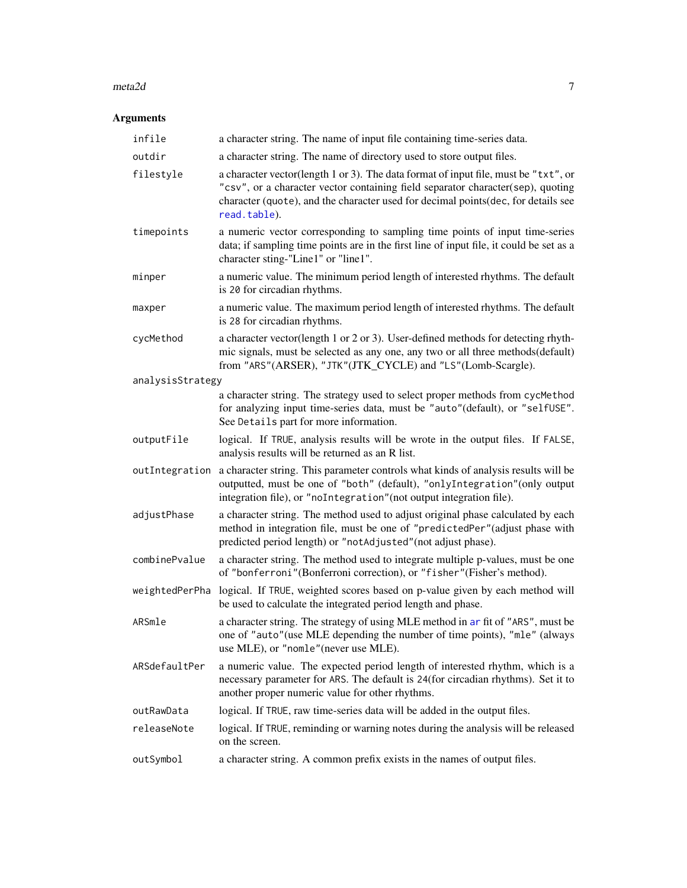## Arguments

| Argument | Description |
| --- | --- |
| `infile` | a character string. The name of input file containing time-series data. |
| `outdir` | a character string. The name of directory used to store output files. |
| `filestyle` | a character vector(length 1 or 3). The data format of input file, must be `"txt"`, or `"csv"`, or a character vector containing field separator character(`sep`), quoting character (`quote`), and the character used for decimal points(`dec`, for details see `read.table`). |
| `timepoints` | a numeric vector corresponding to sampling time points of input time-series data; if sampling time points are in the first line of input file, it could be set as a character sting-"Line1" or "line1". |
| `minper` | a numeric value. The minimum period length of interested rhythms. The default is `20` for circadian rhythms. |
| `maxper` | a numeric value. The maximum period length of interested rhythms. The default is `28` for circadian rhythms. |
| `cycMethod` | a character vector(length 1 or 2 or 3). User-defined methods for detecting rhythmic signals, must be selected as any one, any two or all three methods(default) from `"ARS"`(ARSER), `"JTK"`(JTK_CYCLE) and `"LS"`(Lomb-Scargle). |
| `analysisStrategy` | a character string. The strategy used to select proper methods from `cycMethod` for analyzing input time-series data, must be `"auto"`(default), or `"selfUSE"`. See `Details` part for more information. |
| `outputFile` | logical. If `TRUE`, analysis results will be wrote in the output files. If `FALSE`, analysis results will be returned as an R list. |
| `outIntegration` | a character string. This parameter controls what kinds of analysis results will be outputted, must be one of `"both"` (default), `"onlyIntegration"`(only output integration file), or `"noIntegration"`(not output integration file). |
| `adjustPhase` | a character string. The method used to adjust original phase calculated by each method in integration file, must be one of `"predictedPer"`(adjust phase with predicted period length) or `"notAdjusted"`(not adjust phase). |
| `combinePvalue` | a character string. The method used to integrate multiple p-values, must be one of `"bonferroni"`(Bonferroni correction), or `"fisher"`(Fisher's method). |
| `weightedPerPha` | logical. If `TRUE`, weighted scores based on p-value given by each method will be used to calculate the integrated period length and phase. |
| `ARSmle` | a character string. The strategy of using MLE method in `ar` fit of `"ARS"`, must be one of `"auto"`(use MLE depending the number of time points), `"mle"` (always use MLE), or `"nomle"`(never use MLE). |
| `ARSdefaultPer` | a numeric value. The expected period length of interested rhythm, which is a necessary parameter for `ARS`. The default is `24`(for circadian rhythms). Set it to another proper numeric value for other rhythms. |
| `outRawData` | logical. If `TRUE`, raw time-series data will be added in the output files. |
| `releaseNote` | logical. If `TRUE`, reminding or warning notes during the analysis will be released on the screen. |
| `outSymbol` | a character string. A common prefix exists in the names of output files. |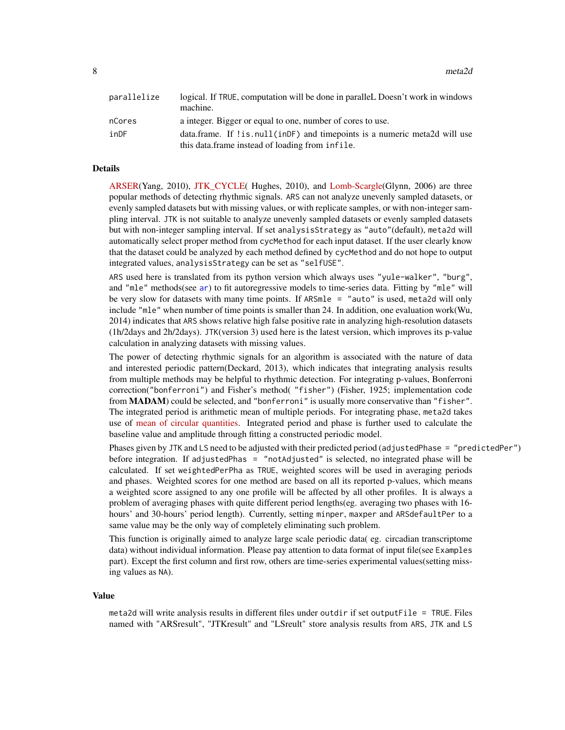| | |
|---|---|
| parallelize | logical. If TRUE, computation will be done in paralleL Doesn't work in windows machine. |
| nCores | a integer. Bigger or equal to one, number of cores to use. |
| inDF | data.frame. If !is.null(inDF) and timepoints is a numeric meta2d will use this data.frame instead of loading from infile. |

## Details

ARSER(Yang, 2010), JTK_CYCLE( Hughes, 2010), and Lomb-Scargle(Glynn, 2006) are three popular methods of detecting rhythmic signals. ARS can not analyze unevenly sampled datasets, or evenly sampled datasets but with missing values, or with replicate samples, or with non-integer sampling interval. JTK is not suitable to analyze unevenly sampled datasets or evenly sampled datasets but with non-integer sampling interval. If set analysisStrategy as "auto"(default), meta2d will automatically select proper method from cycMethod for each input dataset. If the user clearly know that the dataset could be analyzed by each method defined by cycMethod and do not hope to output integrated values, analysisStrategy can be set as "selfUSE".

ARS used here is translated from its python version which always uses "yule-walker", "burg", and "mle" methods(see ar) to fit autoregressive models to time-series data. Fitting by "mle" will be very slow for datasets with many time points. If ARSmle = "auto" is used, meta2d will only include "mle" when number of time points is smaller than 24. In addition, one evaluation work(Wu, 2014) indicates that ARS shows relative high false positive rate in analyzing high-resolution datasets (1h/2days and 2h/2days). JTK(version 3) used here is the latest version, which improves its p-value calculation in analyzing datasets with missing values.

The power of detecting rhythmic signals for an algorithm is associated with the nature of data and interested periodic pattern(Deckard, 2013), which indicates that integrating analysis results from multiple methods may be helpful to rhythmic detection. For integrating p-values, Bonferroni correction("bonferroni") and Fisher's method( "fisher") (Fisher, 1925; implementation code from **MADAM**) could be selected, and "bonferroni" is usually more conservative than "fisher". The integrated period is arithmetic mean of multiple periods. For integrating phase, meta2d takes use of mean of circular quantities. Integrated period and phase is further used to calculate the baseline value and amplitude through fitting a constructed periodic model.

Phases given by JTK and LS need to be adjusted with their predicted period (adjustedPhase = "predictedPer") before integration. If adjustedPhas = "notAdjusted" is selected, no integrated phase will be calculated. If set weightedPerPha as TRUE, weighted scores will be used in averaging periods and phases. Weighted scores for one method are based on all its reported p-values, which means a weighted score assigned to any one profile will be affected by all other profiles. It is always a problem of averaging phases with quite different period lengths(eg. averaging two phases with 16-hours' and 30-hours' period length). Currently, setting minper, maxper and ARSdefaultPer to a same value may be the only way of completely eliminating such problem.

This function is originally aimed to analyze large scale periodic data( eg. circadian transcriptome data) without individual information. Please pay attention to data format of input file(see Examples part). Except the first column and first row, others are time-series experimental values(setting missing values as NA).

## Value

meta2d will write analysis results in different files under outdir if set outputFile = TRUE. Files named with "ARSresult", "JTKresult" and "LSreult" store analysis results from ARS, JTK and LS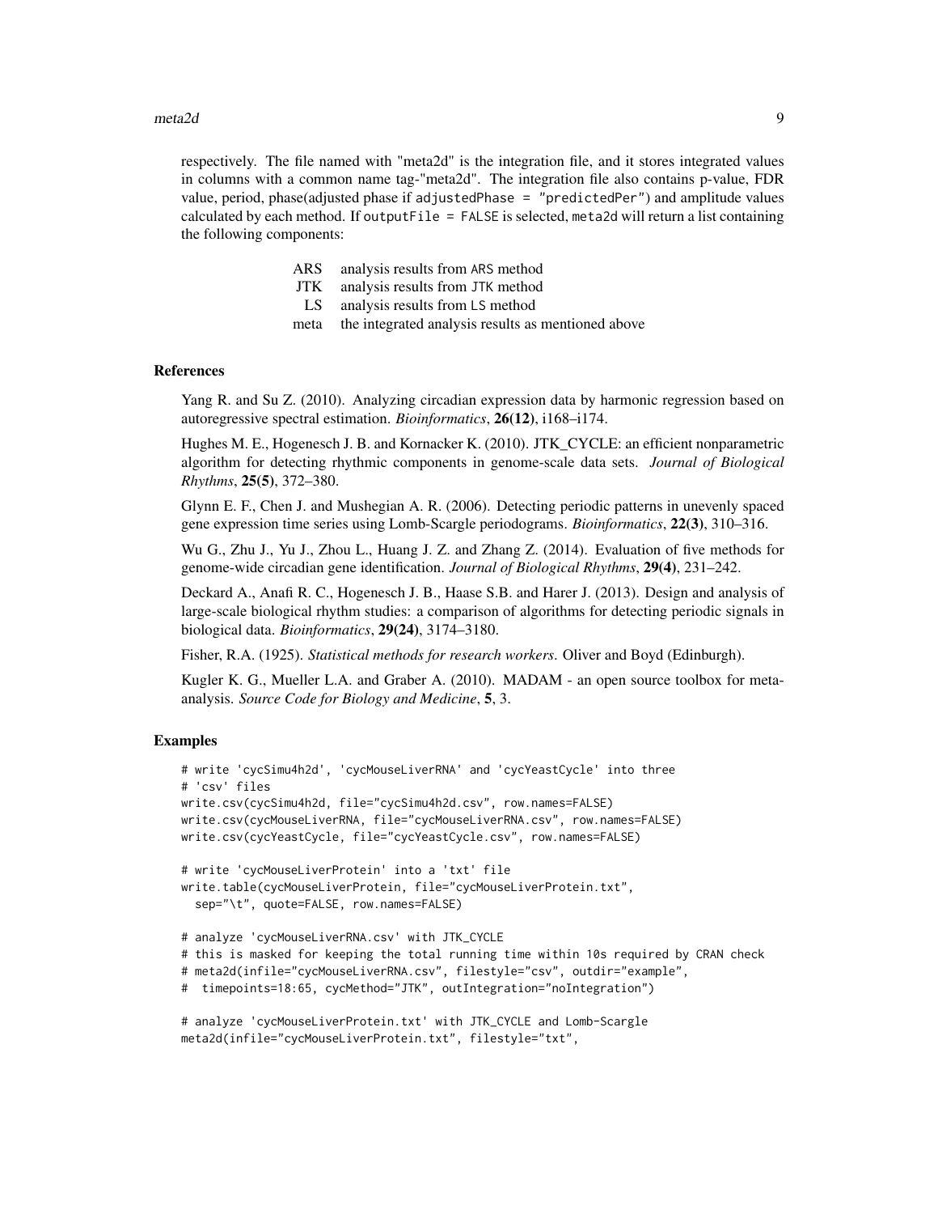respectively. The file named with "meta2d" is the integration file, and it stores integrated values in columns with a common name tag-"meta2d". The integration file also contains p-value, FDR value, period, phase(adjusted phase if `adjustedPhase = "predictedPer"`) and amplitude values calculated by each method. If `outputFile = FALSE` is selected, `meta2d` will return a list containing the following components:

| | |
|---|---|
| ARS | analysis results from ARS method |
| JTK | analysis results from JTK method |
| LS | analysis results from LS method |
| meta | the integrated analysis results as mentioned above |

## References

Yang R. and Su Z. (2010). Analyzing circadian expression data by harmonic regression based on autoregressive spectral estimation. *Bioinformatics*, **26(12)**, i168–i174.

Hughes M. E., Hogenesch J. B. and Kornacker K. (2010). JTK_CYCLE: an efficient nonparametric algorithm for detecting rhythmic components in genome-scale data sets. *Journal of Biological Rhythms*, **25(5)**, 372–380.

Glynn E. F., Chen J. and Mushegian A. R. (2006). Detecting periodic patterns in unevenly spaced gene expression time series using Lomb-Scargle periodograms. *Bioinformatics*, **22(3)**, 310–316.

Wu G., Zhu J., Yu J., Zhou L., Huang J. Z. and Zhang Z. (2014). Evaluation of five methods for genome-wide circadian gene identification. *Journal of Biological Rhythms*, **29(4)**, 231–242.

Deckard A., Anafi R. C., Hogenesch J. B., Haase S.B. and Harer J. (2013). Design and analysis of large-scale biological rhythm studies: a comparison of algorithms for detecting periodic signals in biological data. *Bioinformatics*, **29(24)**, 3174–3180.

Fisher, R.A. (1925). *Statistical methods for research workers.* Oliver and Boyd (Edinburgh).

Kugler K. G., Mueller L.A. and Graber A. (2010). MADAM - an open source toolbox for meta-analysis. *Source Code for Biology and Medicine*, **5**, 3.

## Examples

```
# write 'cycSimu4h2d', 'cycMouseLiverRNA' and 'cycYeastCycle' into three
# 'csv' files
write.csv(cycSimu4h2d, file="cycSimu4h2d.csv", row.names=FALSE)
write.csv(cycMouseLiverRNA, file="cycMouseLiverRNA.csv", row.names=FALSE)
write.csv(cycYeastCycle, file="cycYeastCycle.csv", row.names=FALSE)

# write 'cycMouseLiverProtein' into a 'txt' file
write.table(cycMouseLiverProtein, file="cycMouseLiverProtein.txt",
  sep="\t", quote=FALSE, row.names=FALSE)

# analyze 'cycMouseLiverRNA.csv' with JTK_CYCLE
# this is masked for keeping the total running time within 10s required by CRAN check
# meta2d(infile="cycMouseLiverRNA.csv", filestyle="csv", outdir="example",
#  timepoints=18:65, cycMethod="JTK", outIntegration="noIntegration")

# analyze 'cycMouseLiverProtein.txt' with JTK_CYCLE and Lomb-Scargle
meta2d(infile="cycMouseLiverProtein.txt", filestyle="txt",
```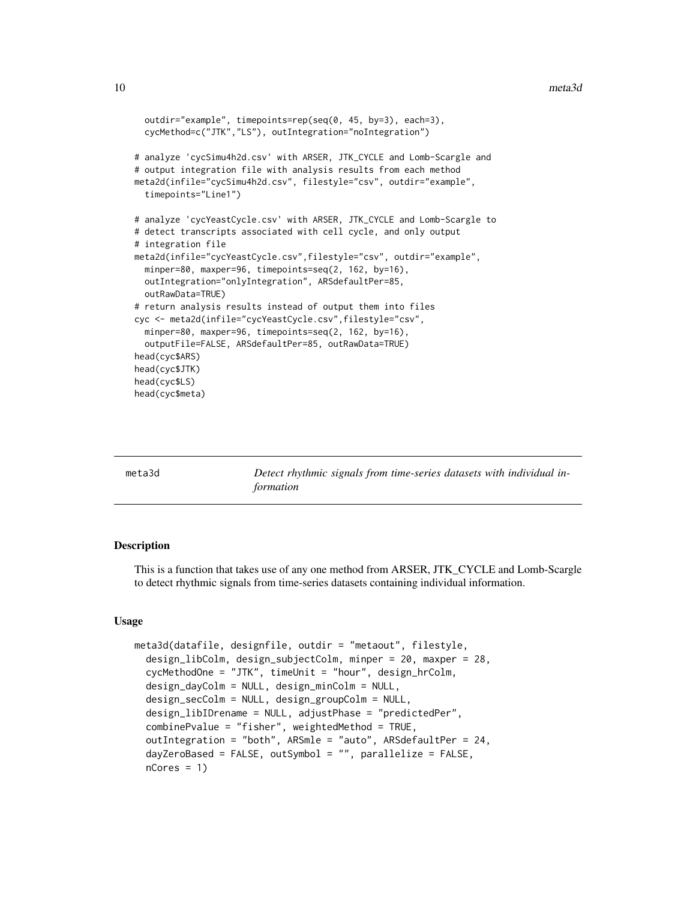```
  outdir="example", timepoints=rep(seq(0, 45, by=3), each=3),
  cycMethod=c("JTK","LS"), outIntegration="noIntegration")

# analyze 'cycSimu4h2d.csv' with ARSER, JTK_CYCLE and Lomb-Scargle and
# output integration file with analysis results from each method
meta2d(infile="cycSimu4h2d.csv", filestyle="csv", outdir="example",
  timepoints="Line1")

# analyze 'cycYeastCycle.csv' with ARSER, JTK_CYCLE and Lomb-Scargle to
# detect transcripts associated with cell cycle, and only output
# integration file
meta2d(infile="cycYeastCycle.csv",filestyle="csv", outdir="example",
  minper=80, maxper=96, timepoints=seq(2, 162, by=16),
  outIntegration="onlyIntegration", ARSdefaultPer=85,
  outRawData=TRUE)
# return analysis results instead of output them into files
cyc <- meta2d(infile="cycYeastCycle.csv",filestyle="csv",
  minper=80, maxper=96, timepoints=seq(2, 162, by=16),
  outputFile=FALSE, ARSdefaultPer=85, outRawData=TRUE)
head(cyc$ARS)
head(cyc$JTK)
head(cyc$LS)
head(cyc$meta)
```

## meta3d — *Detect rhythmic signals from time-series datasets with individual information*

### Description

This is a function that takes use of any one method from ARSER, JTK_CYCLE and Lomb-Scargle to detect rhythmic signals from time-series datasets containing individual information.

### Usage

```
meta3d(datafile, designfile, outdir = "metaout", filestyle,
  design_libColm, design_subjectColm, minper = 20, maxper = 28,
  cycMethodOne = "JTK", timeUnit = "hour", design_hrColm,
  design_dayColm = NULL, design_minColm = NULL,
  design_secColm = NULL, design_groupColm = NULL,
  design_libIDrename = NULL, adjustPhase = "predictedPer",
  combinePvalue = "fisher", weightedMethod = TRUE,
  outIntegration = "both", ARSmle = "auto", ARSdefaultPer = 24,
  dayZeroBased = FALSE, outSymbol = "", parallelize = FALSE,
  nCores = 1)
```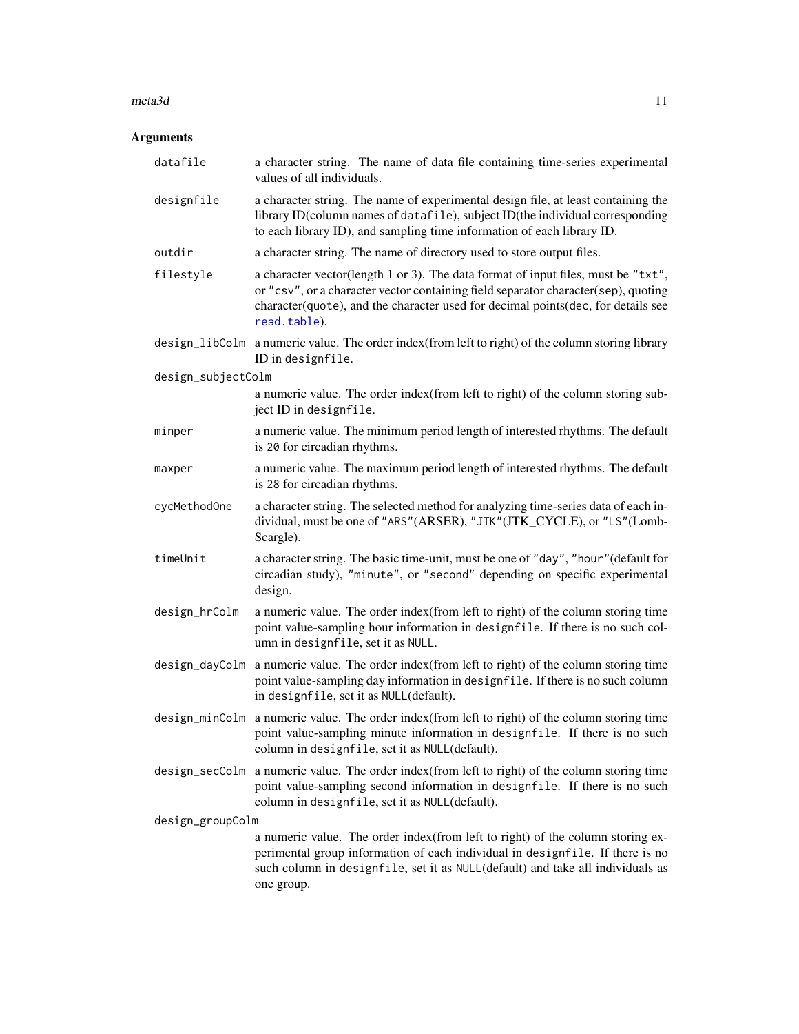## Arguments

| | |
|---|---|
| `datafile` | a character string. The name of data file containing time-series experimental values of all individuals. |
| `designfile` | a character string. The name of experimental design file, at least containing the library ID(column names of `datafile`), subject ID(the individual corresponding to each library ID), and sampling time information of each library ID. |
| `outdir` | a character string. The name of directory used to store output files. |
| `filestyle` | a character vector(length 1 or 3). The data format of input files, must be `"txt"`, or `"csv"`, or a character vector containing field separator character(`sep`), quoting character(`quote`), and the character used for decimal points(`dec`, for details see `read.table`). |
| `design_libColm` | a numeric value. The order index(from left to right) of the column storing library ID in `designfile`. |
| `design_subjectColm` | a numeric value. The order index(from left to right) of the column storing subject ID in `designfile`. |
| `minper` | a numeric value. The minimum period length of interested rhythms. The default is `20` for circadian rhythms. |
| `maxper` | a numeric value. The maximum period length of interested rhythms. The default is `28` for circadian rhythms. |
| `cycMethodOne` | a character string. The selected method for analyzing time-series data of each individual, must be one of `"ARS"`(ARSER), `"JTK"`(JTK_CYCLE), or `"LS"`(Lomb-Scargle). |
| `timeUnit` | a character string. The basic time-unit, must be one of `"day"`, `"hour"`(default for circadian study), `"minute"`, or `"second"` depending on specific experimental design. |
| `design_hrColm` | a numeric value. The order index(from left to right) of the column storing time point value-sampling hour information in `designfile`. If there is no such column in `designfile`, set it as `NULL`. |
| `design_dayColm` | a numeric value. The order index(from left to right) of the column storing time point value-sampling day information in `designfile`. If there is no such column in `designfile`, set it as `NULL`(default). |
| `design_minColm` | a numeric value. The order index(from left to right) of the column storing time point value-sampling minute information in `designfile`. If there is no such column in `designfile`, set it as `NULL`(default). |
| `design_secColm` | a numeric value. The order index(from left to right) of the column storing time point value-sampling second information in `designfile`. If there is no such column in `designfile`, set it as `NULL`(default). |
| `design_groupColm` | a numeric value. The order index(from left to right) of the column storing experimental group information of each individual in `designfile`. If there is no such column in `designfile`, set it as `NULL`(default) and take all individuals as one group. |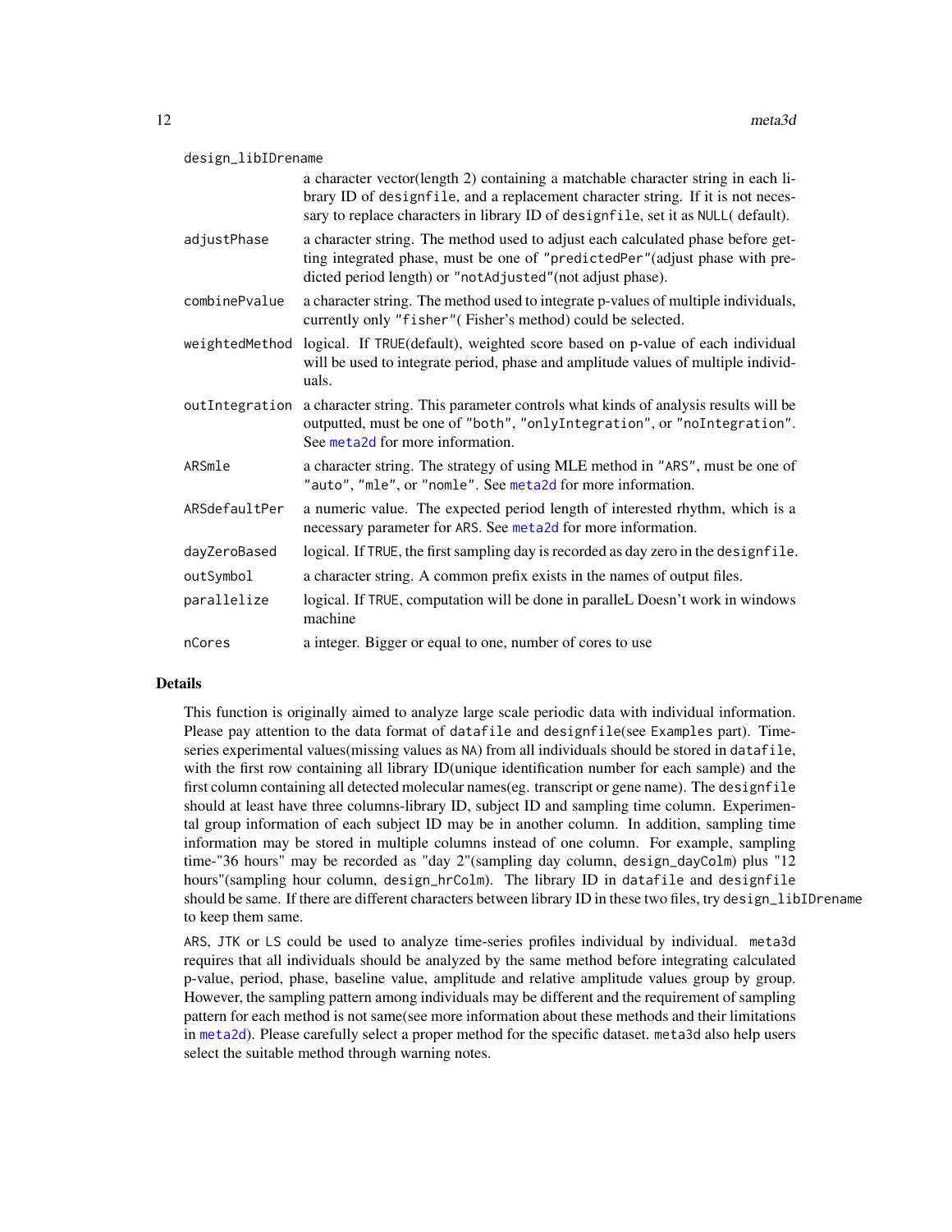design_libIDrename
: a character vector(length 2) containing a matchable character string in each library ID of designfile, and a replacement character string. If it is not necessary to replace characters in library ID of designfile, set it as NULL( default).

adjustPhase
: a character string. The method used to adjust each calculated phase before getting integrated phase, must be one of "predictedPer"(adjust phase with predicted period length) or "notAdjusted"(not adjust phase).

combinePvalue
: a character string. The method used to integrate p-values of multiple individuals, currently only "fisher"( Fisher's method) could be selected.

weightedMethod
: logical. If TRUE(default), weighted score based on p-value of each individual will be used to integrate period, phase and amplitude values of multiple individuals.

outIntegration
: a character string. This parameter controls what kinds of analysis results will be outputted, must be one of "both", "onlyIntegration", or "noIntegration". See meta2d for more information.

ARSmle
: a character string. The strategy of using MLE method in "ARS", must be one of "auto", "mle", or "nomle". See meta2d for more information.

ARSdefaultPer
: a numeric value. The expected period length of interested rhythm, which is a necessary parameter for ARS. See meta2d for more information.

dayZeroBased
: logical. If TRUE, the first sampling day is recorded as day zero in the designfile.

outSymbol
: a character string. A common prefix exists in the names of output files.

parallelize
: logical. If TRUE, computation will be done in paralleL Doesn't work in windows machine

nCores
: a integer. Bigger or equal to one, number of cores to use

## Details

This function is originally aimed to analyze large scale periodic data with individual information. Please pay attention to the data format of datafile and designfile(see Examples part). Time-series experimental values(missing values as NA) from all individuals should be stored in datafile, with the first row containing all library ID(unique identification number for each sample) and the first column containing all detected molecular names(eg. transcript or gene name). The designfile should at least have three columns-library ID, subject ID and sampling time column. Experimental group information of each subject ID may be in another column. In addition, sampling time information may be stored in multiple columns instead of one column. For example, sampling time-"36 hours" may be recorded as "day 2"(sampling day column, design_dayColm) plus "12 hours"(sampling hour column, design_hrColm). The library ID in datafile and designfile should be same. If there are different characters between library ID in these two files, try design_libIDrename to keep them same.

ARS, JTK or LS could be used to analyze time-series profiles individual by individual. meta3d requires that all individuals should be analyzed by the same method before integrating calculated p-value, period, phase, baseline value, amplitude and relative amplitude values group by group. However, the sampling pattern among individuals may be different and the requirement of sampling pattern for each method is not same(see more information about these methods and their limitations in meta2d). Please carefully select a proper method for the specific dataset. meta3d also help users select the suitable method through warning notes.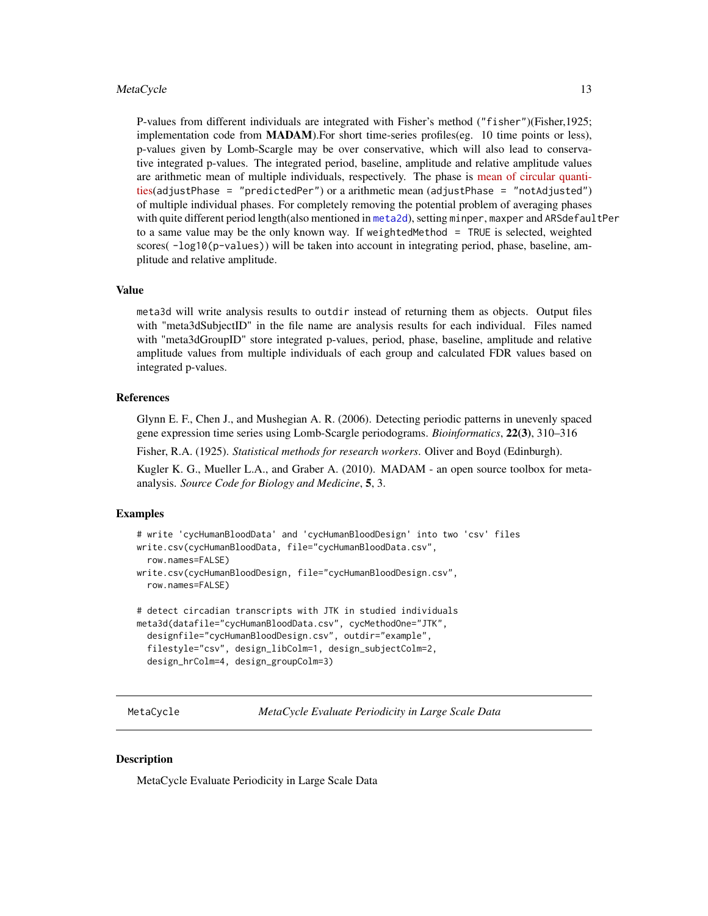P-values from different individuals are integrated with Fisher's method ("fisher")(Fisher,1925; implementation code from **MADAM**).For short time-series profiles(eg. 10 time points or less), p-values given by Lomb-Scargle may be over conservative, which will also lead to conservative integrated p-values. The integrated period, baseline, amplitude and relative amplitude values are arithmetic mean of multiple individuals, respectively. The phase is mean of circular quantities(`adjustPhase = "predictedPer"`) or a arithmetic mean (`adjustPhase = "notAdjusted"`) of multiple individual phases. For completely removing the potential problem of averaging phases with quite different period length(also mentioned in `meta2d`), setting `minper`, `maxper` and `ARSdefaultPer` to a same value may be the only known way. If `weightedMethod = TRUE` is selected, weighted scores( `-log10(p-values)`) will be taken into account in integrating period, phase, baseline, amplitude and relative amplitude.

### Value

`meta3d` will write analysis results to `outdir` instead of returning them as objects. Output files with "meta3dSubjectID" in the file name are analysis results for each individual. Files named with "meta3dGroupID" store integrated p-values, period, phase, baseline, amplitude and relative amplitude values from multiple individuals of each group and calculated FDR values based on integrated p-values.

### References

Glynn E. F., Chen J., and Mushegian A. R. (2006). Detecting periodic patterns in unevenly spaced gene expression time series using Lomb-Scargle periodograms. *Bioinformatics*, **22(3)**, 310–316

Fisher, R.A. (1925). *Statistical methods for research workers.* Oliver and Boyd (Edinburgh).

Kugler K. G., Mueller L.A., and Graber A. (2010). MADAM - an open source toolbox for meta-analysis. *Source Code for Biology and Medicine*, **5**, 3.

### Examples

```
# write 'cycHumanBloodData' and 'cycHumanBloodDesign' into two 'csv' files
write.csv(cycHumanBloodData, file="cycHumanBloodData.csv",
  row.names=FALSE)
write.csv(cycHumanBloodDesign, file="cycHumanBloodDesign.csv",
  row.names=FALSE)

# detect circadian transcripts with JTK in studied individuals
meta3d(datafile="cycHumanBloodData.csv", cycMethodOne="JTK",
  designfile="cycHumanBloodDesign.csv", outdir="example",
  filestyle="csv", design_libColm=1, design_subjectColm=2,
  design_hrColm=4, design_groupColm=3)
```

---

## MetaCycle — *MetaCycle Evaluate Periodicity in Large Scale Data*

---

### Description

MetaCycle Evaluate Periodicity in Large Scale Data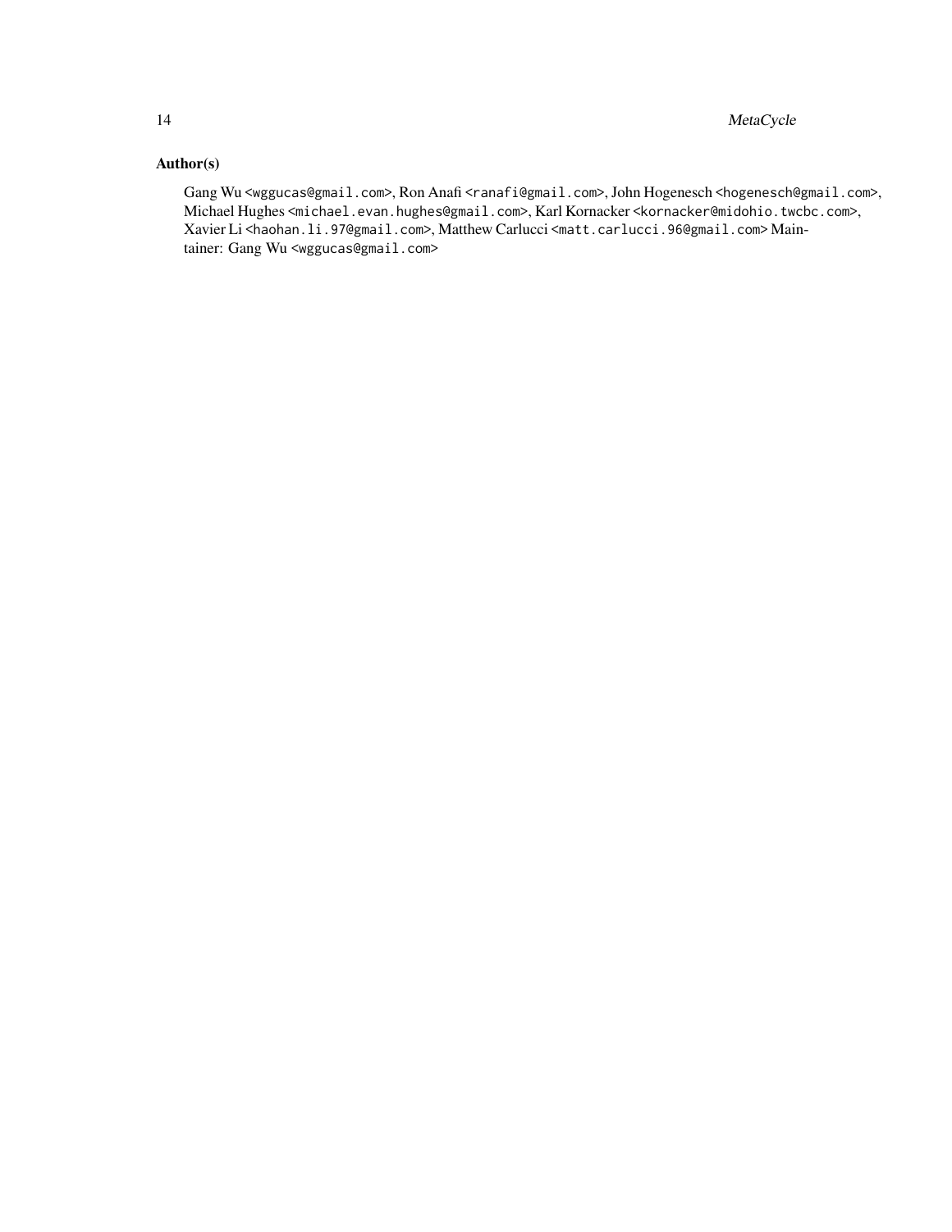## Author(s)

Gang Wu <wggucas@gmail.com>, Ron Anafi <ranafi@gmail.com>, John Hogenesch <hogenesch@gmail.com>, Michael Hughes <michael.evan.hughes@gmail.com>, Karl Kornacker <kornacker@midohio.twcbc.com>, Xavier Li <haohan.li.97@gmail.com>, Matthew Carlucci <matt.carlucci.96@gmail.com> Maintainer: Gang Wu <wggucas@gmail.com>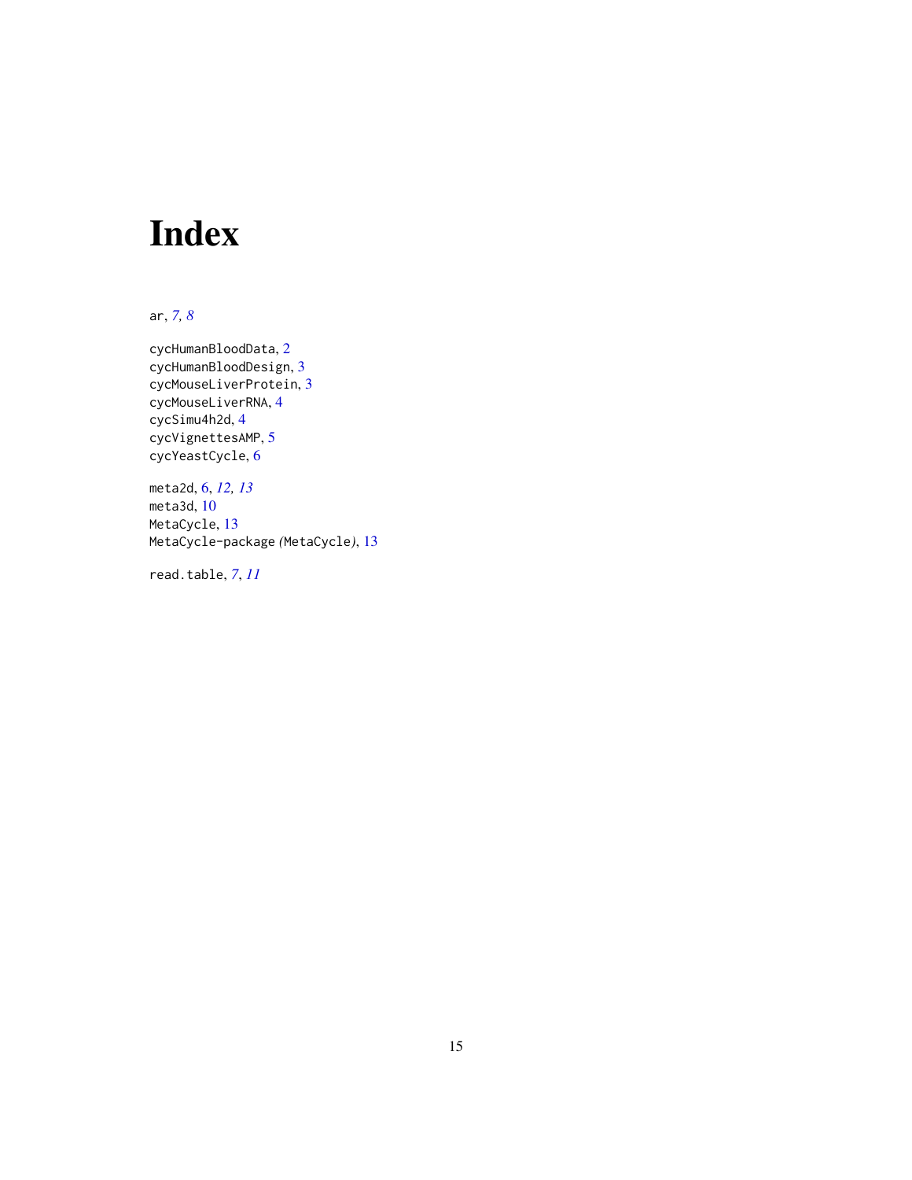# Index

`ar`, *7, 8*

`cycHumanBloodData`, 2
`cycHumanBloodDesign`, 3
`cycMouseLiverProtein`, 3
`cycMouseLiverRNA`, 4
`cycSimu4h2d`, 4
`cycVignettesAMP`, 5
`cycYeastCycle`, 6

`meta2d`, 6, *12, 13*
`meta3d`, 10
`MetaCycle`, 13
`MetaCycle-package` *(*`MetaCycle`*)*, 13

`read.table`, *7*, *11*